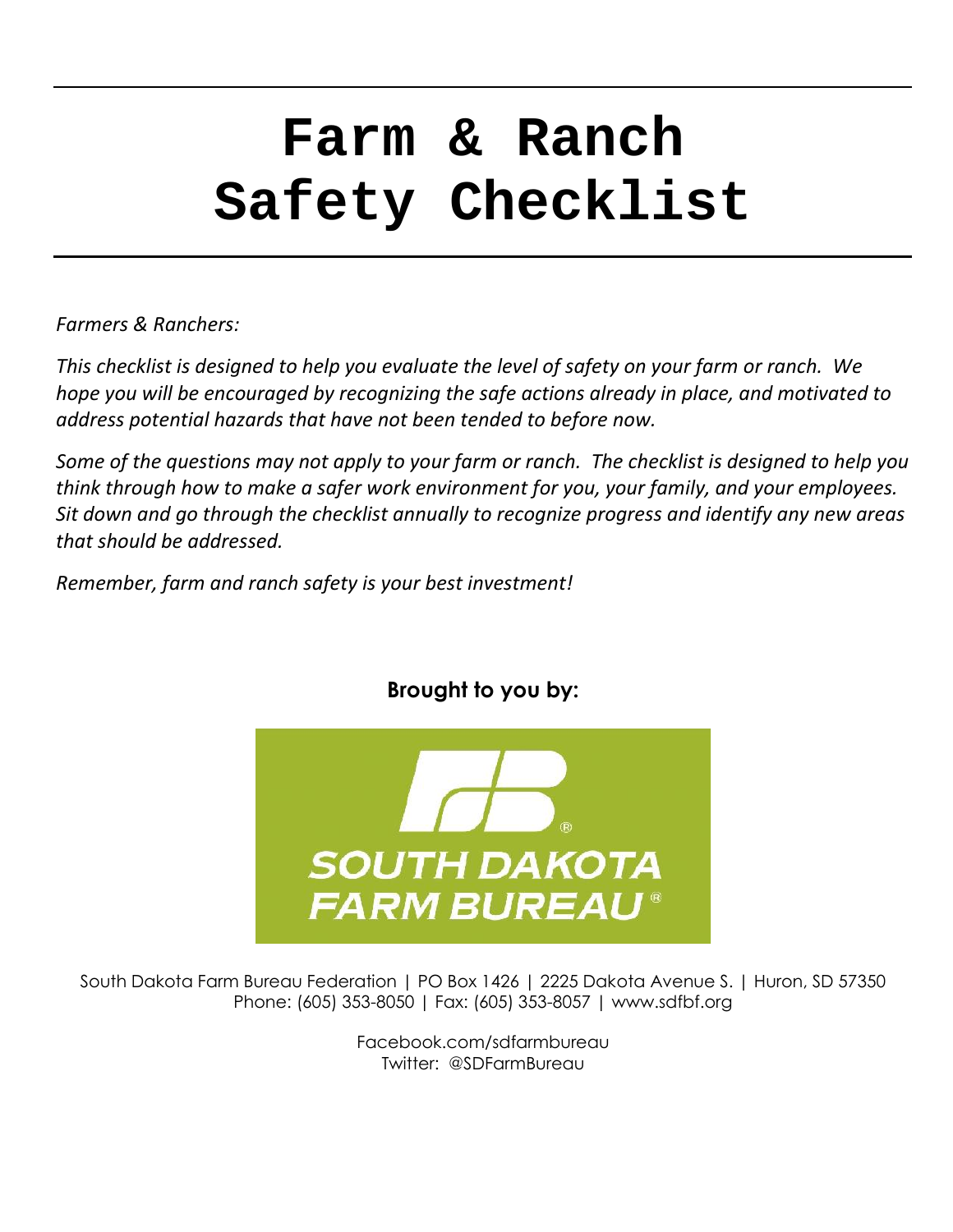# Farm & Ranch Safety Checklist

*Farmers & Ranchers:*

*This checklist is designed to help you evaluate the level of safety on your farm or ranch. We hope you will be encouraged by recognizing the safe actions already in place, and motivated to address potential hazards that have not been tended to before now.*

*Some of the questions may not apply to your farm or ranch. The checklist is designed to help you think through how to make a safer work environment for you, your family, and your employees. Sit down and go through the checklist annually to recognize progress and identify any new areas that should be addressed.*

*Remember, farm and ranch safety is your best investment!*

**Brought to you by:**

SOUTH DAKOTA FARM BUREAU®

South Dakota Farm Bureau Federation | PO Box 1426 | 2225 Dakota Avenue S. | Huron, SD 57350
Phone: (605) 353-8050 | Fax: (605) 353-8057 | www.sdfbf.org

Facebook.com/sdfarmbureau
Twitter: @SDFarmBureau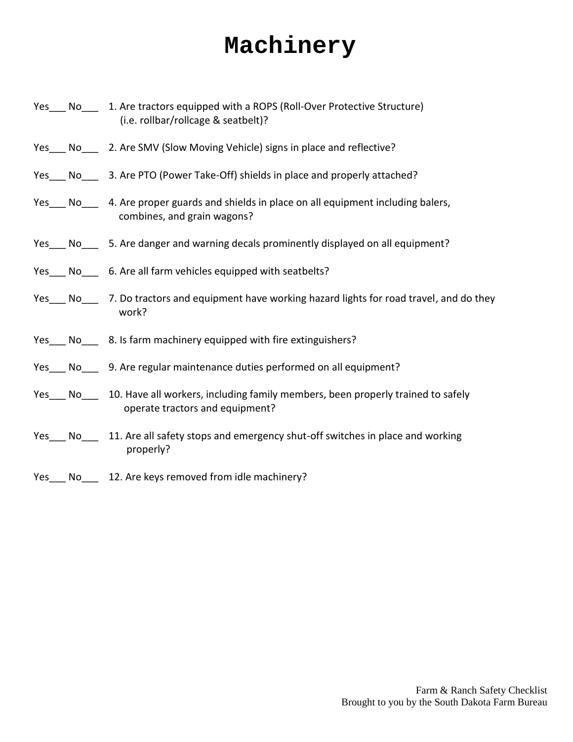# Machinery

Yes___ No___ 1. Are tractors equipped with a ROPS (Roll-Over Protective Structure) (i.e. rollbar/rollcage & seatbelt)?

Yes___ No___ 2. Are SMV (Slow Moving Vehicle) signs in place and reflective?

Yes___ No___ 3. Are PTO (Power Take-Off) shields in place and properly attached?

Yes___ No___ 4. Are proper guards and shields in place on all equipment including balers, combines, and grain wagons?

Yes___ No___ 5. Are danger and warning decals prominently displayed on all equipment?

Yes___ No___ 6. Are all farm vehicles equipped with seatbelts?

Yes___ No___ 7. Do tractors and equipment have working hazard lights for road travel, and do they work?

Yes___ No___ 8. Is farm machinery equipped with fire extinguishers?

Yes___ No___ 9. Are regular maintenance duties performed on all equipment?

Yes___ No___ 10. Have all workers, including family members, been properly trained to safely operate tractors and equipment?

Yes___ No___ 11. Are all safety stops and emergency shut-off switches in place and working properly?

Yes___ No___ 12. Are keys removed from idle machinery?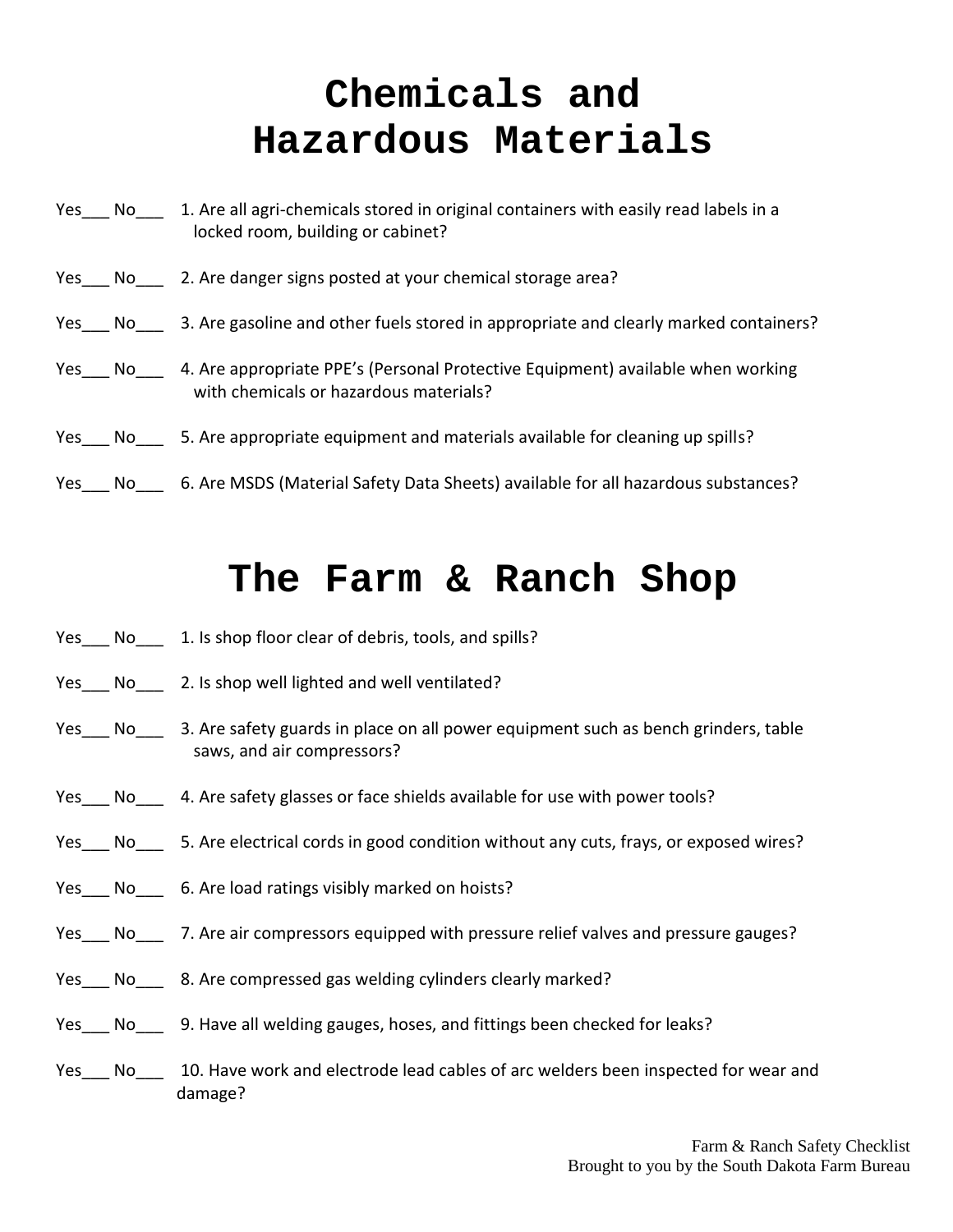# Chemicals and Hazardous Materials

Yes___ No___ 1. Are all agri-chemicals stored in original containers with easily read labels in a locked room, building or cabinet?

Yes___ No___ 2. Are danger signs posted at your chemical storage area?

Yes___ No___ 3. Are gasoline and other fuels stored in appropriate and clearly marked containers?

Yes___ No___ 4. Are appropriate PPE's (Personal Protective Equipment) available when working with chemicals or hazardous materials?

Yes___ No___ 5. Are appropriate equipment and materials available for cleaning up spills?

Yes___ No___ 6. Are MSDS (Material Safety Data Sheets) available for all hazardous substances?

# The Farm & Ranch Shop

Yes___ No___ 1. Is shop floor clear of debris, tools, and spills?

Yes___ No___ 2. Is shop well lighted and well ventilated?

Yes___ No___ 3. Are safety guards in place on all power equipment such as bench grinders, table saws, and air compressors?

Yes___ No___ 4. Are safety glasses or face shields available for use with power tools?

Yes___ No___ 5. Are electrical cords in good condition without any cuts, frays, or exposed wires?

Yes___ No___ 6. Are load ratings visibly marked on hoists?

Yes___ No___ 7. Are air compressors equipped with pressure relief valves and pressure gauges?

Yes___ No___ 8. Are compressed gas welding cylinders clearly marked?

Yes___ No___ 9. Have all welding gauges, hoses, and fittings been checked for leaks?

Yes___ No___ 10. Have work and electrode lead cables of arc welders been inspected for wear and damage?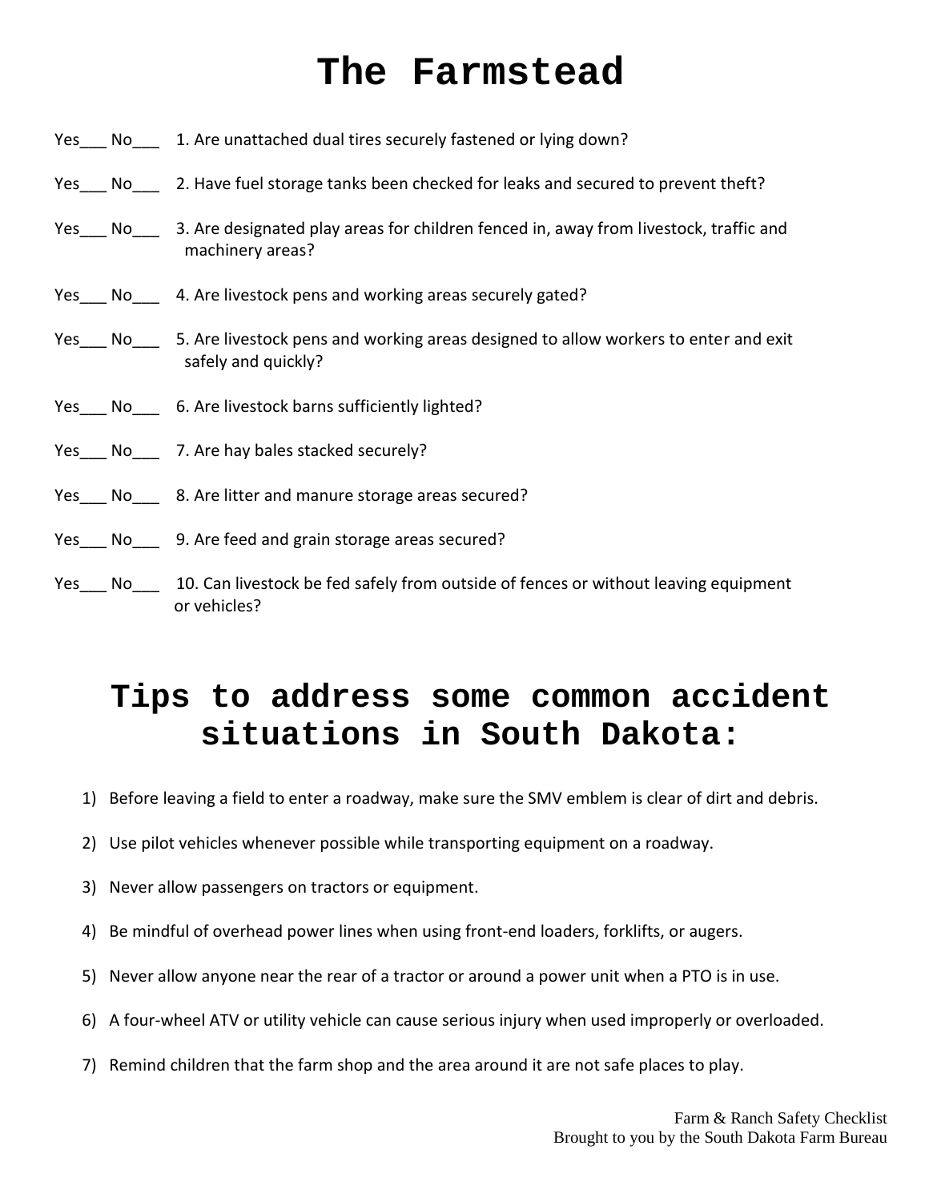# The Farmstead

Yes___ No___ 1. Are unattached dual tires securely fastened or lying down?

Yes___ No___ 2. Have fuel storage tanks been checked for leaks and secured to prevent theft?

Yes___ No___ 3. Are designated play areas for children fenced in, away from livestock, traffic and machinery areas?

Yes___ No___ 4. Are livestock pens and working areas securely gated?

Yes___ No___ 5. Are livestock pens and working areas designed to allow workers to enter and exit safely and quickly?

Yes___ No___ 6. Are livestock barns sufficiently lighted?

Yes___ No___ 7. Are hay bales stacked securely?

Yes___ No___ 8. Are litter and manure storage areas secured?

Yes___ No___ 9. Are feed and grain storage areas secured?

Yes___ No___ 10. Can livestock be fed safely from outside of fences or without leaving equipment or vehicles?

# Tips to address some common accident situations in South Dakota:

1) Before leaving a field to enter a roadway, make sure the SMV emblem is clear of dirt and debris.
2) Use pilot vehicles whenever possible while transporting equipment on a roadway.
3) Never allow passengers on tractors or equipment.
4) Be mindful of overhead power lines when using front-end loaders, forklifts, or augers.
5) Never allow anyone near the rear of a tractor or around a power unit when a PTO is in use.
6) A four-wheel ATV or utility vehicle can cause serious injury when used improperly or overloaded.
7) Remind children that the farm shop and the area around it are not safe places to play.

Farm & Ranch Safety Checklist
Brought to you by the South Dakota Farm Bureau